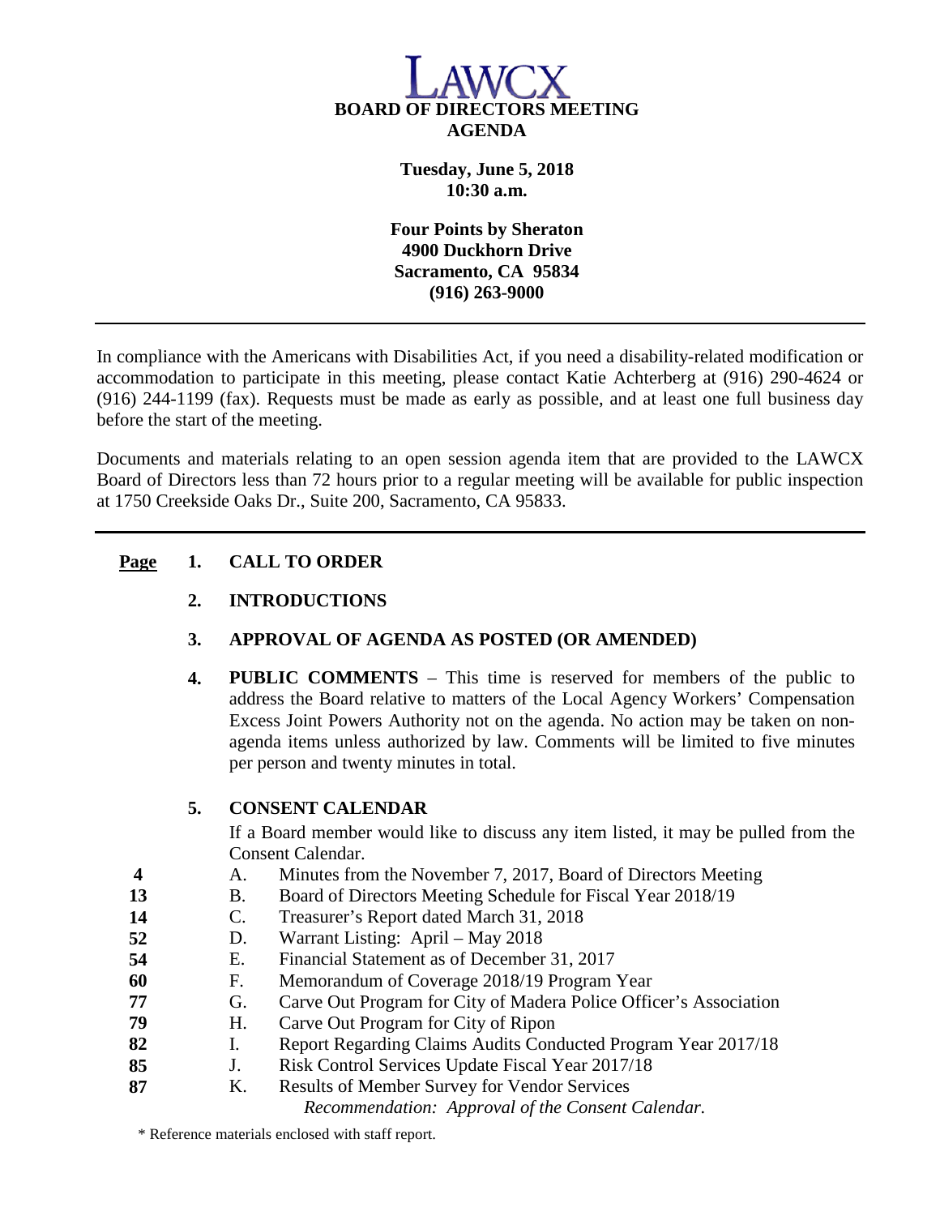# LAWCX

**BOARD OF DIRECTORS MEETING**
**AGENDA**

**Tuesday, June 5, 2018**
**10:30 a.m.**

**Four Points by Sheraton**
**4900 Duckhorn Drive**
**Sacramento, CA 95834**
**(916) 263-9000**

---

In compliance with the Americans with Disabilities Act, if you need a disability-related modification or accommodation to participate in this meeting, please contact Katie Achterberg at (916) 290-4624 or (916) 244-1199 (fax). Requests must be made as early as possible, and at least one full business day before the start of the meeting.

Documents and materials relating to an open session agenda item that are provided to the LAWCX Board of Directors less than 72 hours prior to a regular meeting will be available for public inspection at 1750 Creekside Oaks Dr., Suite 200, Sacramento, CA 95833.

---

**Page**

**1. CALL TO ORDER**

**2. INTRODUCTIONS**

**3. APPROVAL OF AGENDA AS POSTED (OR AMENDED)**

**4. PUBLIC COMMENTS** – This time is reserved for members of the public to address the Board relative to matters of the Local Agency Workers' Compensation Excess Joint Powers Authority not on the agenda. No action may be taken on non-agenda items unless authorized by law. Comments will be limited to five minutes per person and twenty minutes in total.

**5. CONSENT CALENDAR**

If a Board member would like to discuss any item listed, it may be pulled from the Consent Calendar.

| Page | | Item |
|---|---|---|
| **4** | A. | Minutes from the November 7, 2017, Board of Directors Meeting |
| **13** | B. | Board of Directors Meeting Schedule for Fiscal Year 2018/19 |
| **14** | C. | Treasurer's Report dated March 31, 2018 |
| **52** | D. | Warrant Listing: April – May 2018 |
| **54** | E. | Financial Statement as of December 31, 2017 |
| **60** | F. | Memorandum of Coverage 2018/19 Program Year |
| **77** | G. | Carve Out Program for City of Madera Police Officer's Association |
| **79** | H. | Carve Out Program for City of Ripon |
| **82** | I. | Report Regarding Claims Audits Conducted Program Year 2017/18 |
| **85** | J. | Risk Control Services Update Fiscal Year 2017/18 |
| **87** | K. | Results of Member Survey for Vendor Services |

*Recommendation: Approval of the Consent Calendar.*

\* Reference materials enclosed with staff report.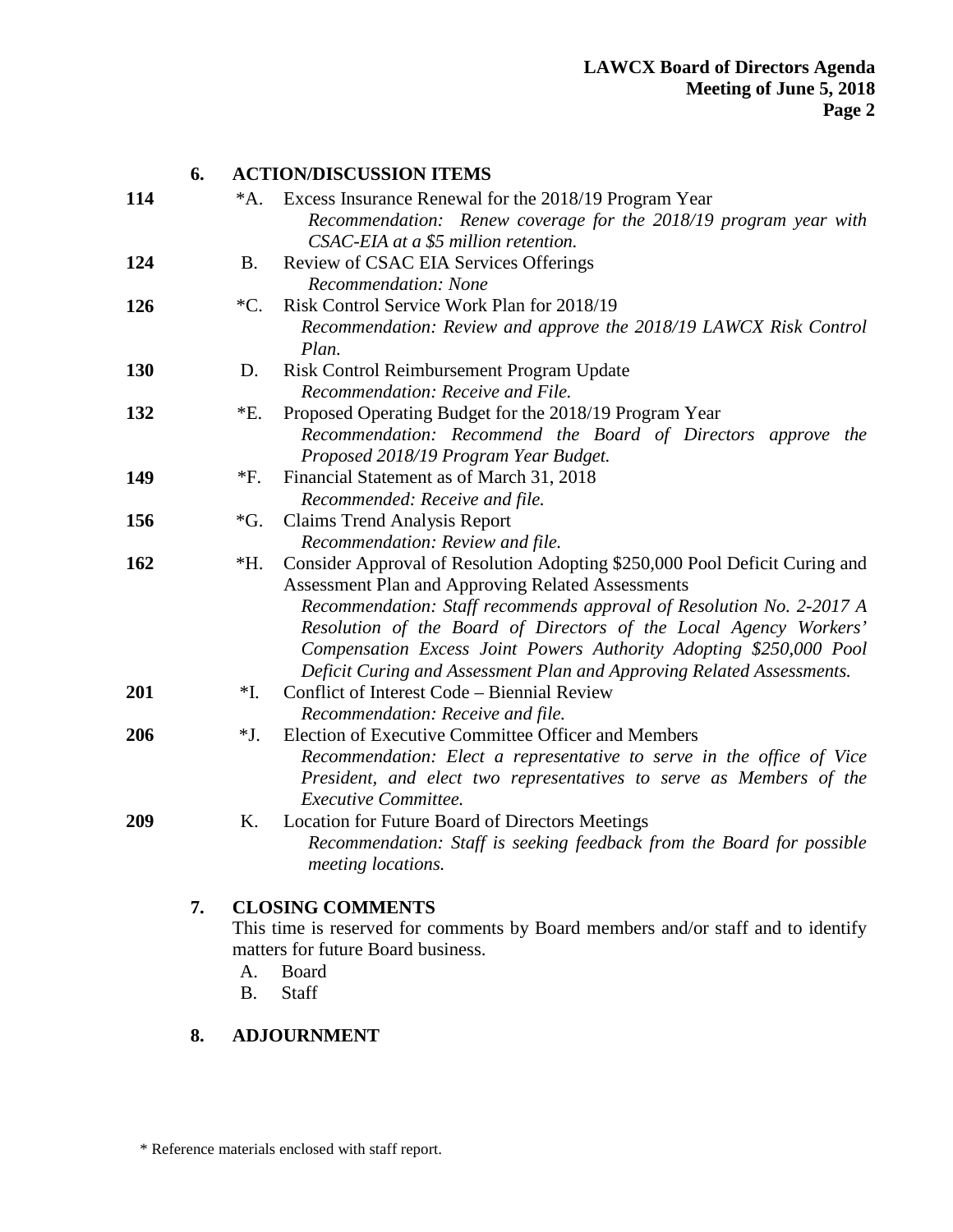## 6. ACTION/DISCUSSION ITEMS

**114** *A. Excess Insurance Renewal for the 2018/19 Program Year
*Recommendation: Renew coverage for the 2018/19 program year with CSAC-EIA at a $5 million retention.*

**124** B. Review of CSAC EIA Services Offerings
*Recommendation: None*

**126** *C. Risk Control Service Work Plan for 2018/19
*Recommendation: Review and approve the 2018/19 LAWCX Risk Control Plan.*

**130** D. Risk Control Reimbursement Program Update
*Recommendation: Receive and File.*

**132** *E. Proposed Operating Budget for the 2018/19 Program Year
*Recommendation: Recommend the Board of Directors approve the Proposed 2018/19 Program Year Budget.*

**149** *F. Financial Statement as of March 31, 2018
*Recommended: Receive and file.*

**156** *G. Claims Trend Analysis Report
*Recommendation: Review and file.*

**162** *H. Consider Approval of Resolution Adopting $250,000 Pool Deficit Curing and Assessment Plan and Approving Related Assessments
*Recommendation: Staff recommends approval of Resolution No. 2-2017 A Resolution of the Board of Directors of the Local Agency Workers' Compensation Excess Joint Powers Authority Adopting $250,000 Pool Deficit Curing and Assessment Plan and Approving Related Assessments.*

**201** *I. Conflict of Interest Code – Biennial Review
*Recommendation: Receive and file.*

**206** *J. Election of Executive Committee Officer and Members
*Recommendation: Elect a representative to serve in the office of Vice President, and elect two representatives to serve as Members of the Executive Committee.*

**209** K. Location for Future Board of Directors Meetings
*Recommendation: Staff is seeking feedback from the Board for possible meeting locations.*

## 7. CLOSING COMMENTS

This time is reserved for comments by Board members and/or staff and to identify matters for future Board business.

A. Board
B. Staff

## 8. ADJOURNMENT

\* Reference materials enclosed with staff report.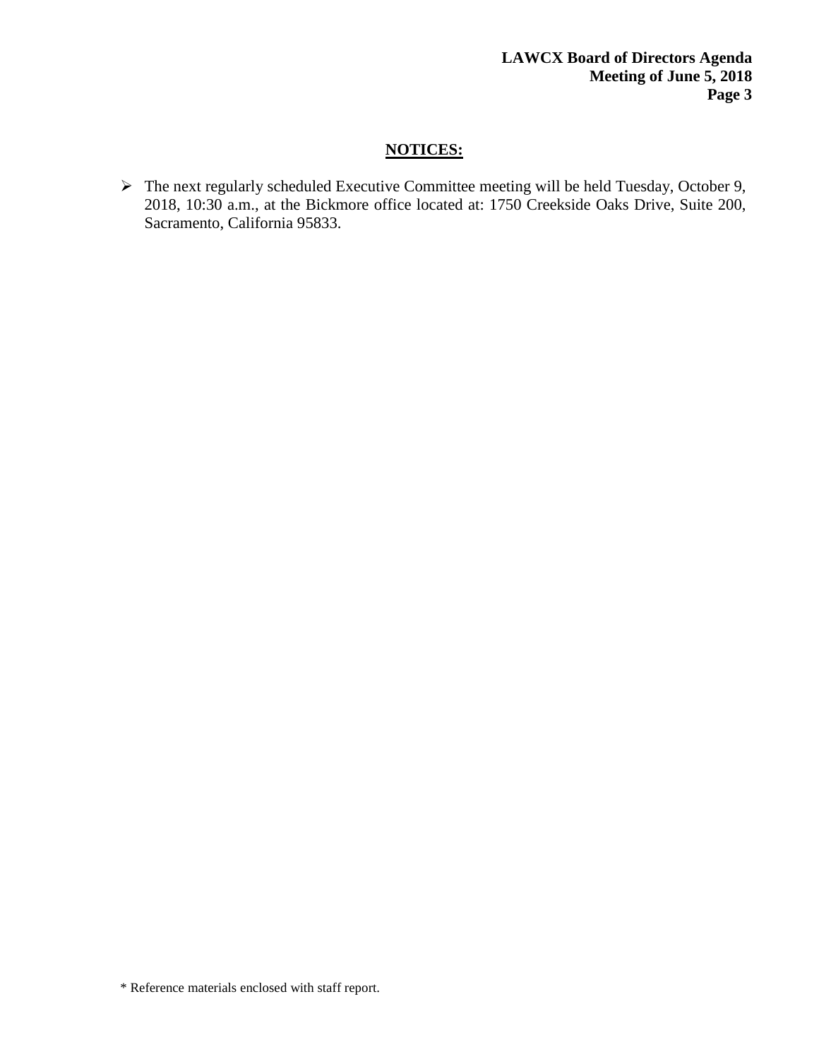## NOTICES:

- The next regularly scheduled Executive Committee meeting will be held Tuesday, October 9, 2018, 10:30 a.m., at the Bickmore office located at: 1750 Creekside Oaks Drive, Suite 200, Sacramento, California 95833.

* Reference materials enclosed with staff report.